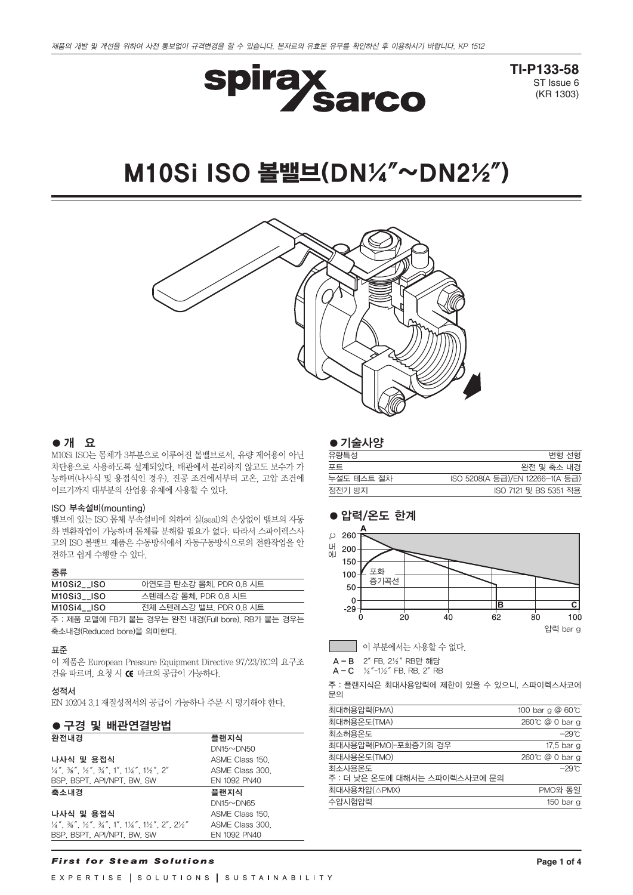제품의 개발 및 개선을 위하여 사전 통보없이 규격변경을 할 수 있습니다. 본자료의 유효본 유무를 확인하신 후 이용하시기 바랍니다. KP 1512

**TI-P133-58**
ST Issue 6
(KR 1303)

# M10Si ISO 볼밸브(DN¼"~DN2½")

## ● 개 요

M10Si ISO는 몸체가 3부분으로 이루어진 볼밸브로서, 유량 제어용이 아닌 차단용으로 사용하도록 설계되었다. 배관에서 분리하지 않고도 보수가 가능하며(나사식 및 용접식인 경우), 진공 조건에서부터 고온, 고압 조건에 이르기까지 대부분의 산업용 유체에 사용할 수 있다.

### ISO 부속설비(mounting)

밸브에 있는 ISO 몸체 부속설비에 의하여 실(seal)의 손상없이 밸브의 자동화 변환작업이 가능하며 몸체를 분해할 필요가 없다. 따라서 스파이렉스사코의 ISO 볼밸브 제품은 수동방식에서 자동구동방식으로의 전환작업을 안전하고 쉽게 수행할 수 있다.

### 종류

| | |
|---|---|
| M10Si2__ISO | 아연도금 탄소강 몸체, PDR 0.8 시트 |
| M10Si3__ISO | 스텐레스강 몸체, PDR 0.8 시트 |
| M10Si4__ISO | 전체 스텐레스강 밸브, PDR 0.8 시트 |

주 : 제품 모델에 FB가 붙는 경우는 완전 내경(Full bore), RB가 붙는 경우는 축소내경(Reduced bore)을 의미한다.

### 표준

이 제품은 European Pressure Equipment Directive 97/23/EC의 요구조건을 따르며, 요청 시 CE 마크의 공급이 가능하다.

### 성적서

EN 10204 3.1 재질성적서의 공급이 가능하나 주문 시 명기해야 한다.

## ● 구경 및 배관연결방법

| 완전내경 | 플랜지식 |
|---|---|
| | DN15~DN50 |
| **나사식 및 용접식** | ASME Class 150, |
| ¼", ⅜", ½", ¾", 1", 1¼", 1½", 2" | ASME Class 300, |
| BSP, BSPT, API/NPT, BW, SW | EN 1092 PN40 |
| **축소내경** | **플랜지식** |
| | DN15~DN65 |
| **나사식 및 용접식** | ASME Class 150, |
| ¼", ⅜", ½", ¾", 1", 1¼", 1½", 2", 2½" | ASME Class 300, |
| BSP, BSPT, API/NPT, BW, SW | EN 1092 PN40 |

## ● 기술사양

| | |
|---|---|
| 유량특성 | 변형 선형 |
| 포트 | 완전 및 축소 내경 |
| 누설도 테스트 절차 | ISO 5208(A 등급)/EN 12266-1(A 등급) |
| 정전기 방지 | ISO 7121 및 BS 5351 적용 |

## ● 압력/온도 한계

이 부분에서는 사용할 수 없다.

A – B　2" FB, 2½" RB만 해당
A – C　¼"-1½" FB, RB, 2" RB

주 : 플랜지식은 최대사용압력에 제한이 있을 수 있으니, 스파이렉스사코에 문의

| | |
|---|---|
| 최대허용압력(PMA) | 100 bar g @ 60℃ |
| 최대허용온도(TMA) | 260℃ @ 0 bar g |
| 최소허용온도 | -29℃ |
| 최대사용압력(PMO)-포화증기의 경우 | 17.5 bar g |
| 최대사용온도(TMO) | 260℃ @ 0 bar g |
| 최소사용온도<br>주 : 더 낮은 온도에 대해서는 스파이렉스사코에 문의 | -29℃ |
| 최대사용차압(△PMX) | PMO와 동일 |
| 수압시험압력 | 150 bar g |

First for Steam Solutions

EXPERTISE | SOLUTIONS | SUSTAINABILITY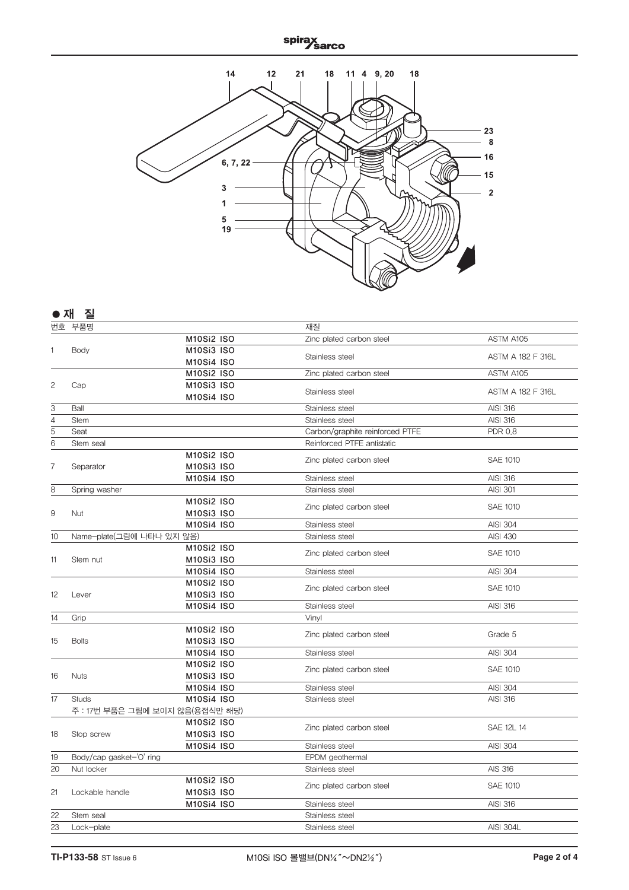## ● 재 질

| 번호 | 부품명 | | 재질 | |
|---|---|---|---|---|
| 1 | Body | M10Si2 ISO | Zinc plated carbon steel | ASTM A105 |
| | | M10Si3 ISO<br>M10Si4 ISO | Stainless steel | ASTM A 182 F 316L |
| 2 | Cap | M10Si2 ISO | Zinc plated carbon steel | ASTM A105 |
| | | M10Si3 ISO<br>M10Si4 ISO | Stainless steel | ASTM A 182 F 316L |
| 3 | Ball | | Stainless steel | AISI 316 |
| 4 | Stem | | Stainless steel | AISI 316 |
| 5 | Seat | | Carbon/graphite reinforced PTFE | PDR 0.8 |
| 6 | Stem seal | | Reinforced PTFE antistatic | |
| 7 | Separator | M10Si2 ISO<br>M10Si3 ISO | Zinc plated carbon steel | SAE 1010 |
| | | M10Si4 ISO | Stainless steel | AISI 316 |
| 8 | Spring washer | | Stainless steel | AISI 301 |
| 9 | Nut | M10Si2 ISO<br>M10Si3 ISO | Zinc plated carbon steel | SAE 1010 |
| | | M10Si4 ISO | Stainless steel | AISI 304 |
| 10 | Name-plate(그림에 나타나 있지 않음) | | Stainless steel | AISI 430 |
| 11 | Stem nut | M10Si2 ISO<br>M10Si3 ISO | Zinc plated carbon steel | SAE 1010 |
| | | M10Si4 ISO | Stainless steel | AISI 304 |
| 12 | Lever | M10Si2 ISO<br>M10Si3 ISO | Zinc plated carbon steel | SAE 1010 |
| | | M10Si4 ISO | Stainless steel | AISI 316 |
| 14 | Grip | | Vinyl | |
| 15 | Bolts | M10Si2 ISO<br>M10Si3 ISO | Zinc plated carbon steel | Grade 5 |
| | | M10Si4 ISO | Stainless steel | AISI 304 |
| 16 | Nuts | M10Si2 ISO<br>M10Si3 ISO | Zinc plated carbon steel | SAE 1010 |
| | | M10Si4 ISO | Stainless steel | AISI 304 |
| 17 | Studs | M10Si4 ISO | Stainless steel | AISI 316 |
| | 주 : 17번 부품은 그림에 보이지 않음(용접식만 해당) | | | |
| 18 | Stop screw | M10Si2 ISO<br>M10Si3 ISO | Zinc plated carbon steel | SAE 12L 14 |
| | | M10Si4 ISO | Stainless steel | AISI 304 |
| 19 | Body/cap gasket-'O' ring | | EPDM geothermal | |
| 20 | Nut locker | | Stainless steel | AIS 316 |
| 21 | Lockable handle | M10Si2 ISO<br>M10Si3 ISO | Zinc plated carbon steel | SAE 1010 |
| | | M10Si4 ISO | Stainless steel | AISI 316 |
| 22 | Stem seal | | Stainless steel | |
| 23 | Lock-plate | | Stainless steel | AISI 304L |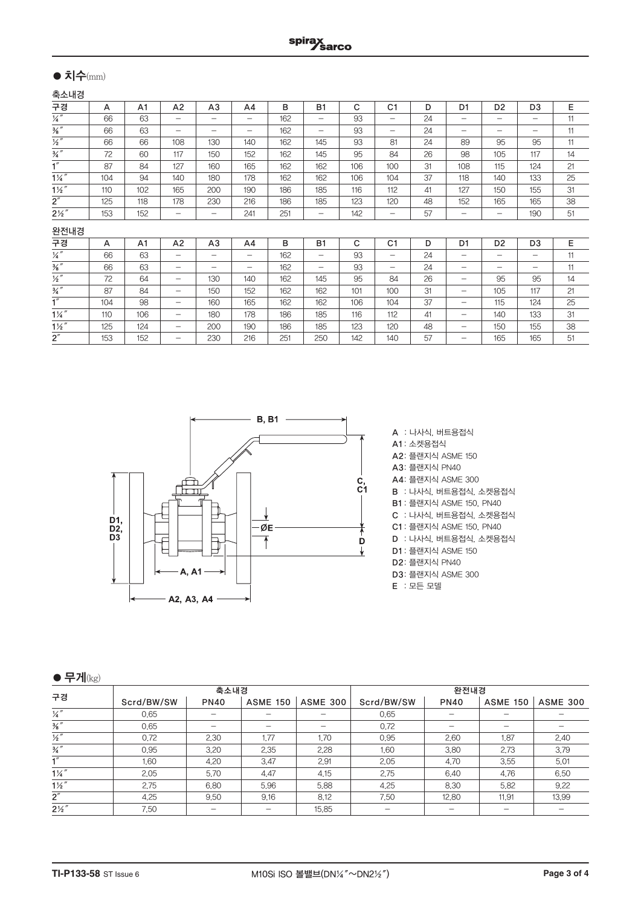## ● 치수(mm)

### 축소내경

| 구경 | A | A1 | A2 | A3 | A4 | B | B1 | C | C1 | D | D1 | D2 | D3 | E |
|---|---|---|---|---|---|---|---|---|---|---|---|---|---|---|
| ¼″ | 66 | 63 | – | – | – | 162 | – | 93 | – | 24 | – | – | – | 11 |
| ⅜″ | 66 | 63 | – | – | – | 162 | – | 93 | – | 24 | – | – | – | 11 |
| ½″ | 66 | 66 | 108 | 130 | 140 | 162 | 145 | 93 | 81 | 24 | 89 | 95 | 95 | 11 |
| ¾″ | 72 | 60 | 117 | 150 | 152 | 162 | 145 | 95 | 84 | 26 | 98 | 105 | 117 | 14 |
| 1″ | 87 | 84 | 127 | 160 | 165 | 162 | 162 | 106 | 100 | 31 | 108 | 115 | 124 | 21 |
| 1¼″ | 104 | 94 | 140 | 180 | 178 | 162 | 162 | 106 | 104 | 37 | 118 | 140 | 133 | 25 |
| 1½″ | 110 | 102 | 165 | 200 | 190 | 186 | 185 | 116 | 112 | 41 | 127 | 150 | 155 | 31 |
| 2″ | 125 | 118 | 178 | 230 | 216 | 186 | 185 | 123 | 120 | 48 | 152 | 165 | 165 | 38 |
| 2½″ | 153 | 152 | – | – | 241 | 251 | – | 142 | – | 57 | – | – | 190 | 51 |

### 완전내경

| 구경 | A | A1 | A2 | A3 | A4 | B | B1 | C | C1 | D | D1 | D2 | D3 | E |
|---|---|---|---|---|---|---|---|---|---|---|---|---|---|---|
| ¼″ | 66 | 63 | – | – | – | 162 | – | 93 | – | 24 | – | – | – | 11 |
| ⅜″ | 66 | 63 | – | – | – | 162 | – | 93 | – | 24 | – | – | – | 11 |
| ½″ | 72 | 64 | – | 130 | 140 | 162 | 145 | 95 | 84 | 26 | – | 95 | 95 | 14 |
| ¾″ | 87 | 84 | – | 150 | 152 | 162 | 162 | 101 | 100 | 31 | – | 105 | 117 | 21 |
| 1″ | 104 | 98 | – | 160 | 165 | 162 | 162 | 106 | 104 | 37 | – | 115 | 124 | 25 |
| 1¼″ | 110 | 106 | – | 180 | 178 | 186 | 185 | 116 | 112 | 41 | – | 140 | 133 | 31 |
| 1½″ | 125 | 124 | – | 200 | 190 | 186 | 185 | 123 | 120 | 48 | – | 150 | 155 | 38 |
| 2″ | 153 | 152 | – | 230 | 216 | 251 | 250 | 142 | 140 | 57 | – | 165 | 165 | 51 |

A : 나사식, 버트용접식
A1 : 소켓용접식
A2 : 플랜지식 ASME 150
A3 : 플랜지식 PN40
A4 : 플랜지식 ASME 300
B : 나사식, 버트용접식, 소켓용접식
B1 : 플랜지식 ASME 150, PN40
C : 나사식, 버트용접식, 소켓용접식
C1 : 플랜지식 ASME 150, PN40
D : 나사식, 버트용접식, 소켓용접식
D1 : 플랜지식 ASME 150
D2 : 플랜지식 PN40
D3 : 플랜지식 ASME 300
E : 모든 모델

## ● 무게(kg)

| 구경 | 축소내경 | | | | 완전내경 | | | |
|---|---|---|---|---|---|---|---|---|
| | Scrd/BW/SW | PN40 | ASME 150 | ASME 300 | Scrd/BW/SW | PN40 | ASME 150 | ASME 300 |
| ¼″ | 0.65 | – | – | – | 0.65 | – | – | – |
| ⅜″ | 0.65 | – | – | – | 0.72 | – | – | – |
| ½″ | 0.72 | 2.30 | 1.77 | 1.70 | 0.95 | 2.60 | 1.87 | 2.40 |
| ¾″ | 0.95 | 3.20 | 2.35 | 2.28 | 1.60 | 3.80 | 2.73 | 3.79 |
| 1″ | 1.60 | 4.20 | 3.47 | 2.91 | 2.05 | 4.70 | 3.55 | 5.01 |
| 1¼″ | 2.05 | 5.70 | 4.47 | 4.15 | 2.75 | 6.40 | 4.76 | 6.50 |
| 1½″ | 2.75 | 6.80 | 5.96 | 5.88 | 4.25 | 8.30 | 5.82 | 9.22 |
| 2″ | 4.25 | 9.50 | 9.16 | 8.12 | 7.50 | 12.80 | 11.91 | 13.99 |
| 2½″ | 7.50 | – | – | 15.85 | – | – | – | – |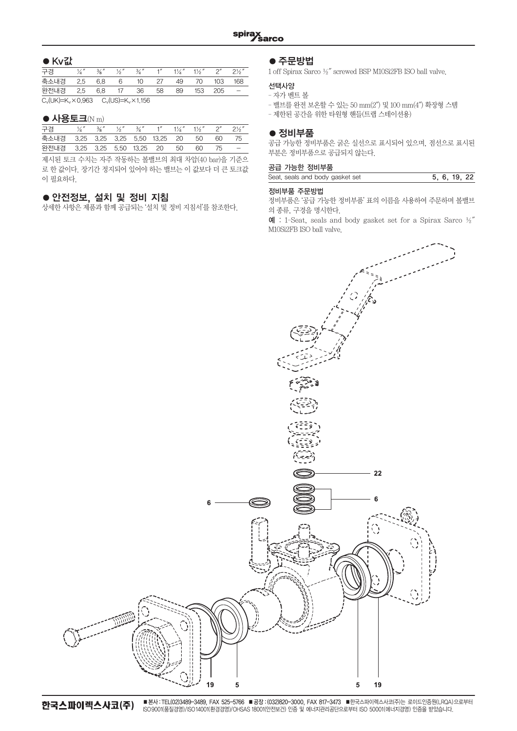## ● Kv값

| 구경 | ¼″ | ⅜″ | ½″ | ¾″ | 1″ | 1¼″ | 1½″ | 2″ | 2½″ |
|---|---|---|---|---|---|---|---|---|---|
| 축소내경 | 2.5 | 6.8 | 6 | 10 | 27 | 49 | 70 | 103 | 168 |
| 완전내경 | 2.5 | 6.8 | 17 | 36 | 58 | 89 | 153 | 205 | – |

$C_v$(UK)=$K_v$×0.963　$C_v$(US)=$K_v$×1.156

## ● 사용토크(N m)

| 구경 | ¼″ | ⅜″ | ½″ | ¾″ | 1″ | 1¼″ | 1½″ | 2″ | 2½″ |
|---|---|---|---|---|---|---|---|---|---|
| 축소내경 | 3.25 | 3.25 | 3.25 | 5.50 | 13.25 | 20 | 50 | 60 | 75 |
| 완전내경 | 3.25 | 3.25 | 5.50 | 13.25 | 20 | 50 | 60 | 75 | – |

제시된 토크 수치는 자주 작동하는 볼밸브의 최대 차압(40 bar)을 기준으로 한 값이다. 장기간 정지되어 있어야 하는 밸브는 이 값보다 더 큰 토크값이 필요하다.

## ● 안전정보, 설치 및 정비 지침

상세한 사항은 제품과 함께 공급되는 '설치 및 정비 지침서'를 참조한다.

## ● 주문방법

1 off Spirax Sarco ½″ screwed BSP M10Si2FB ISO ball valve.

### 선택사양

- 자가 벤트 볼
- 밸브를 완전 보온할 수 있는 50 mm(2″) 및 100 mm(4″) 확장형 스템
- 제한된 공간을 위한 타원형 핸들(트랩 스테이션용)

## ● 정비부품

공급 가능한 정비부품은 굵은 실선으로 표시되어 있으며, 점선으로 표시된 부분은 정비부품으로 공급되지 않는다.

### 공급 가능한 정비부품

| | |
|---|---|
| Seat, seals and body gasket set | 5, 6, 19, 22 |

### 정비부품 주문방법

정비부품은 '공급 가능한 정비부품' 표의 이름을 사용하여 주문하며 볼밸브의 종류, 구경을 명시한다.

**예** : 1-Seat, seals and body gasket set for a Spirax Sarco ½″ M10Si2FB ISO ball valve.

22
6
6
19
5
5
19

**한국스파이렉스사코(주)** ■본사 : TEL(02)3489-3489, FAX 525-5766 ■공장 : (032)820-3000, FAX 817-3473 ■한국스파이렉스사코(주)는 로이드인증원(LRQA)으로부터 ISO 9001(품질경영)/ISO 14001(환경경영)/OHSAS 18001(안전보건) 인증 및 에너지관리공단으로부터 ISO 50001(에너지경영) 인증을 받았습니다.